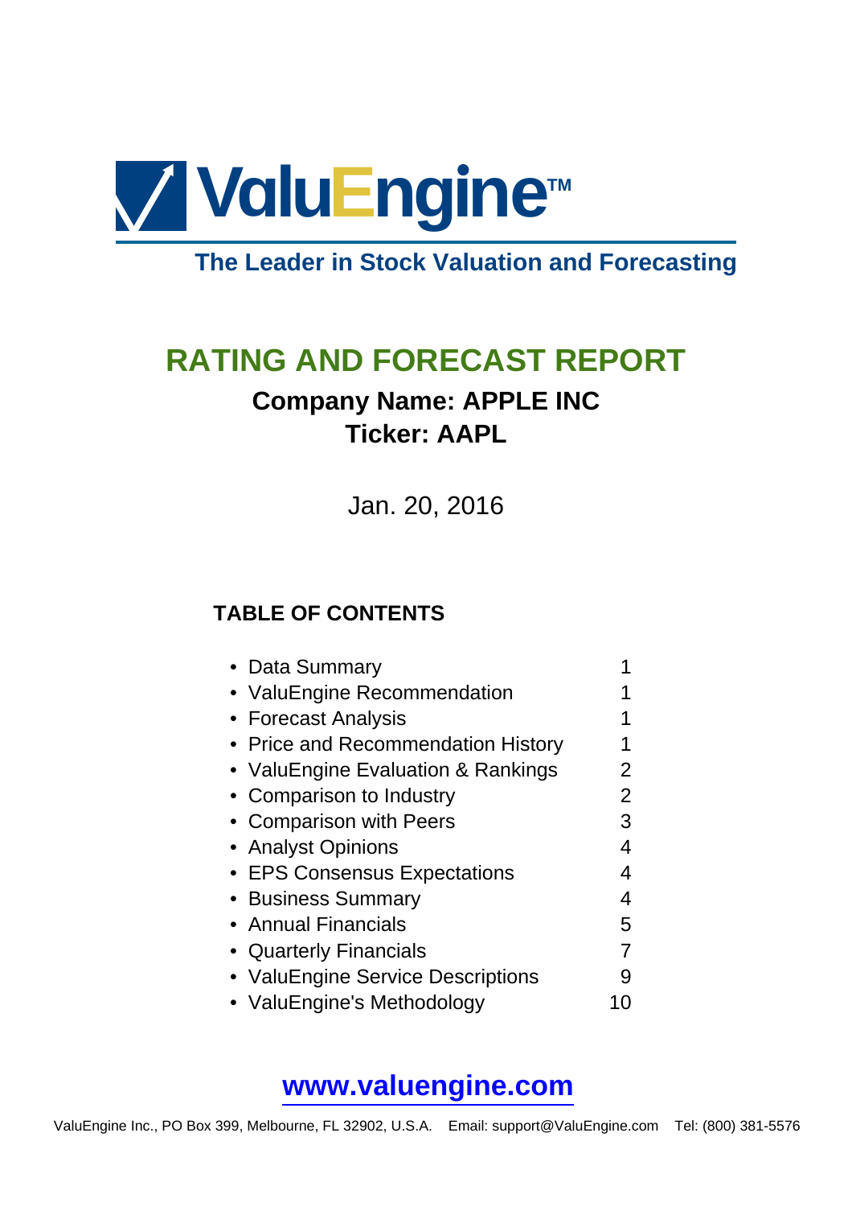# ValuEngine™

**The Leader in Stock Valuation and Forecasting**

## RATING AND FORECAST REPORT

### Company Name: APPLE INC
### Ticker: AAPL

Jan. 20, 2016

### TABLE OF CONTENTS

| Section | Page |
|---|---|
| • Data Summary | 1 |
| • ValuEngine Recommendation | 1 |
| • Forecast Analysis | 1 |
| • Price and Recommendation History | 1 |
| • ValuEngine Evaluation & Rankings | 2 |
| • Comparison to Industry | 2 |
| • Comparison with Peers | 3 |
| • Analyst Opinions | 4 |
| • EPS Consensus Expectations | 4 |
| • Business Summary | 4 |
| • Annual Financials | 5 |
| • Quarterly Financials | 7 |
| • ValuEngine Service Descriptions | 9 |
| • ValuEngine's Methodology | 10 |

**www.valuengine.com**

ValuEngine Inc., PO Box 399, Melbourne, FL 32902, U.S.A.  Email: support@ValuEngine.com  Tel: (800) 381-5576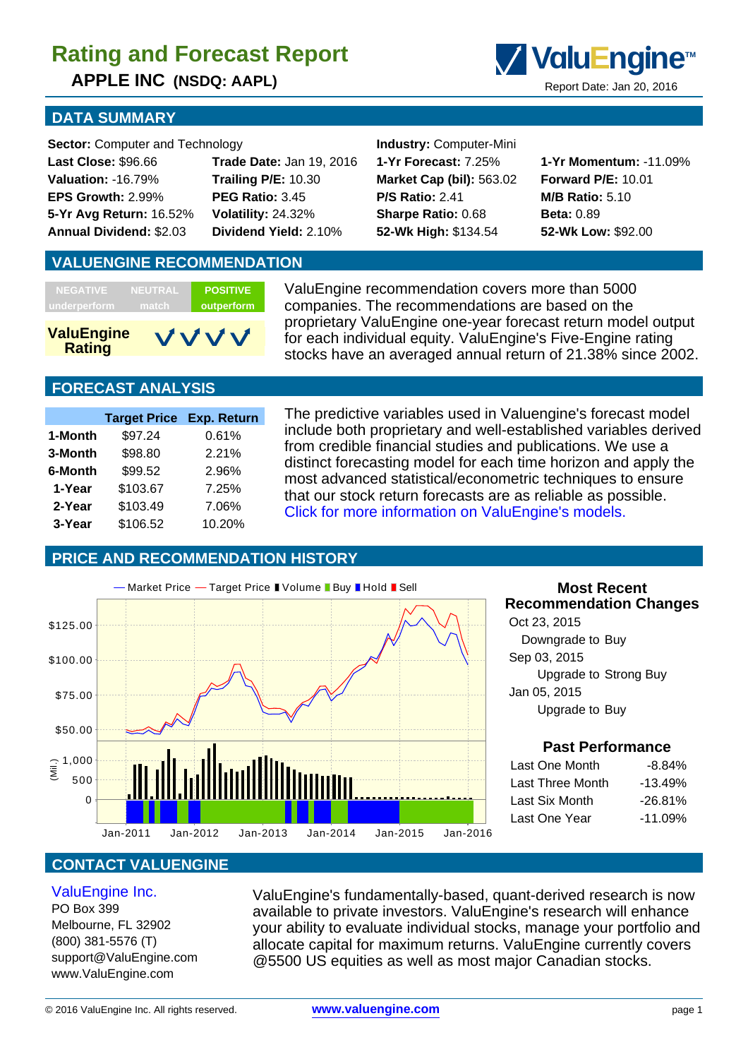# Rating and Forecast Report

**APPLE INC (NSDQ: AAPL)**

ValuEngine™

Report Date: Jan 20, 2016

## DATA SUMMARY

**Sector:** Computer and Technology

**Industry:** Computer-Mini

| | | | |
|---|---|---|---|
| **Last Close:** $96.66 | **Trade Date:** Jan 19, 2016 | **1-Yr Forecast:** 7.25% | **1-Yr Momentum:** -11.09% |
| **Valuation:** -16.79% | **Trailing P/E:** 10.30 | **Market Cap (bil):** 563.02 | **Forward P/E:** 10.01 |
| **EPS Growth:** 2.99% | **PEG Ratio:** 3.45 | **P/S Ratio:** 2.41 | **M/B Ratio:** 5.10 |
| **5-Yr Avg Return:** 16.52% | **Volatility:** 24.32% | **Sharpe Ratio:** 0.68 | **Beta:** 0.89 |
| **Annual Dividend:** $2.03 | **Dividend Yield:** 2.10% | **52-Wk High:** $134.54 | **52-Wk Low:** $92.00 |

## VALUENGINE RECOMMENDATION

| NEGATIVE underperform | NEUTRAL match | POSITIVE outperform |
|---|---|---|

**ValuEngine Rating** ✓✓✓✓

ValuEngine recommendation covers more than 5000 companies. The recommendations are based on the proprietary ValuEngine one-year forecast return model output for each individual equity. ValuEngine's Five-Engine rating stocks have an averaged annual return of 21.38% since 2002.

## FORECAST ANALYSIS

| | Target Price | Exp. Return |
|---|---|---|
| 1-Month | $97.24 | 0.61% |
| 3-Month | $98.80 | 2.21% |
| 6-Month | $99.52 | 2.96% |
| 1-Year | $103.67 | 7.25% |
| 2-Year | $103.49 | 7.06% |
| 3-Year | $106.52 | 10.20% |

The predictive variables used in Valuengine's forecast model include both proprietary and well-established variables derived from credible financial studies and publications. We use a distinct forecasting model for each time horizon and apply the most advanced statistical/econometric techniques to ensure that our stock return forecasts are as reliable as possible. Click for more information on ValuEngine's models.

## PRICE AND RECOMMENDATION HISTORY

### Most Recent Recommendation Changes

Oct 23, 2015
Downgrade to Buy

Sep 03, 2015
Upgrade to Strong Buy

Jan 05, 2015
Upgrade to Buy

### Past Performance

| | |
|---|---|
| Last One Month | -8.84% |
| Last Three Month | -13.49% |
| Last Six Month | -26.81% |
| Last One Year | -11.09% |

## CONTACT VALUENGINE

ValuEngine Inc.
PO Box 399
Melbourne, FL 32902
(800) 381-5576 (T)
support@ValuEngine.com
www.ValuEngine.com

ValuEngine's fundamentally-based, quant-derived research is now available to private investors. ValuEngine's research will enhance your ability to evaluate individual stocks, manage your portfolio and allocate capital for maximum returns. ValuEngine currently covers @5500 US equities as well as most major Canadian stocks.

© 2016 ValuEngine Inc. All rights reserved. www.valuengine.com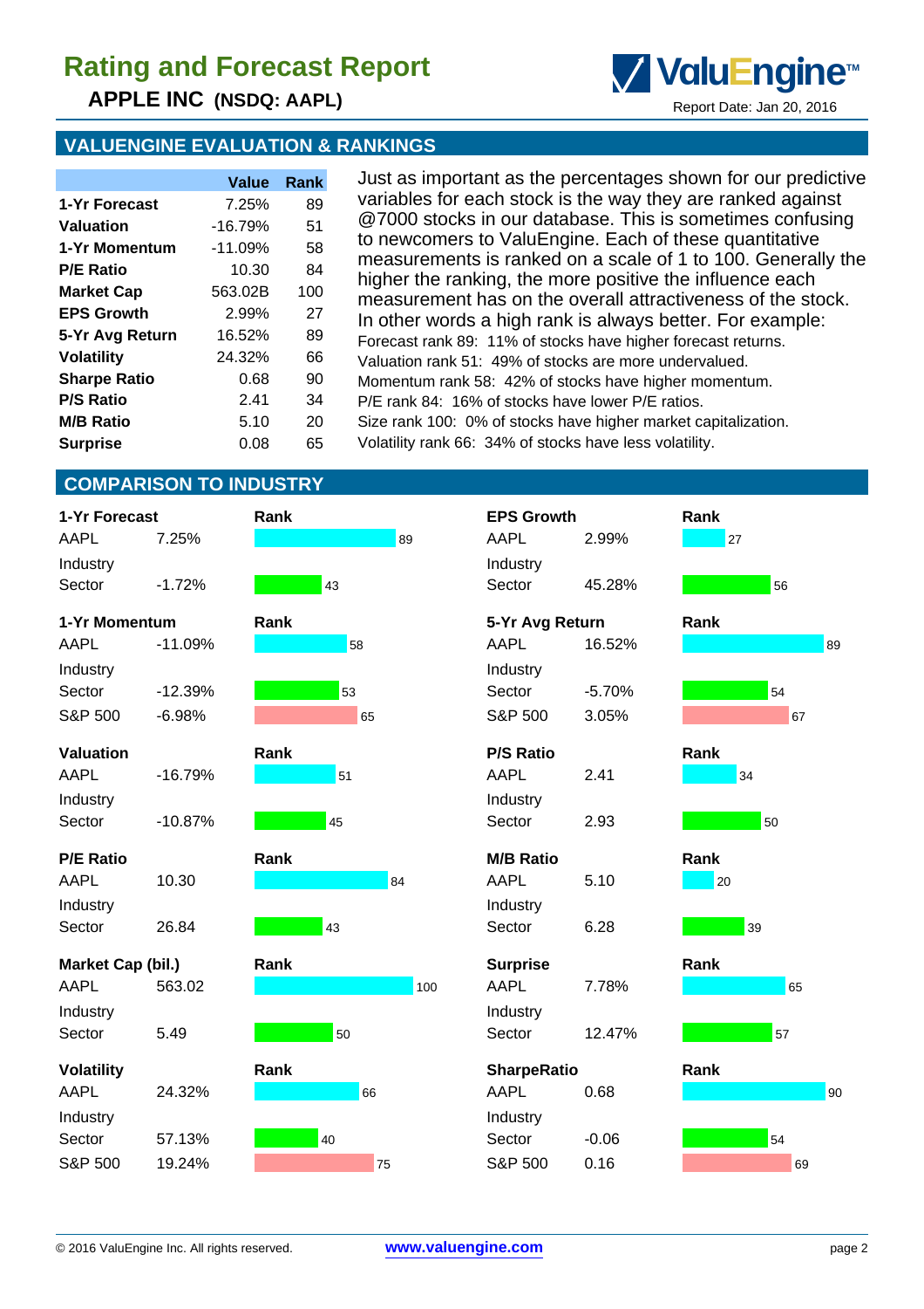# Rating and Forecast Report

**APPLE INC (NSDQ: AAPL)**

Report Date: Jan 20, 2016

## VALUENGINE EVALUATION & RANKINGS

| | Value | Rank |
|---|---|---|
| **1-Yr Forecast** | 7.25% | 89 |
| **Valuation** | -16.79% | 51 |
| **1-Yr Momentum** | -11.09% | 58 |
| **P/E Ratio** | 10.30 | 84 |
| **Market Cap** | 563.02B | 100 |
| **EPS Growth** | 2.99% | 27 |
| **5-Yr Avg Return** | 16.52% | 89 |
| **Volatility** | 24.32% | 66 |
| **Sharpe Ratio** | 0.68 | 90 |
| **P/S Ratio** | 2.41 | 34 |
| **M/B Ratio** | 5.10 | 20 |
| **Surprise** | 0.08 | 65 |

Just as important as the percentages shown for our predictive variables for each stock is the way they are ranked against @7000 stocks in our database. This is sometimes confusing to newcomers to ValuEngine. Each of these quantitative measurements is ranked on a scale of 1 to 100. Generally the higher the ranking, the more positive the influence each measurement has on the overall attractiveness of the stock. In other words a high rank is always better. For example:

Forecast rank 89: 11% of stocks have higher forecast returns.
Valuation rank 51: 49% of stocks are more undervalued.
Momentum rank 58: 42% of stocks have higher momentum.
P/E rank 84: 16% of stocks have lower P/E ratios.
Size rank 100: 0% of stocks have higher market capitalization.
Volatility rank 66: 34% of stocks have less volatility.

## COMPARISON TO INDUSTRY

| 1-Yr Forecast | | Rank |
|---|---|---|
| AAPL | 7.25% | 89 |
| Industry | | |
| Sector | -1.72% | 43 |

| 1-Yr Momentum | | Rank |
|---|---|---|
| AAPL | -11.09% | 58 |
| Industry | | |
| Sector | -12.39% | 53 |
| S&P 500 | -6.98% | 65 |

| Valuation | | Rank |
|---|---|---|
| AAPL | -16.79% | 51 |
| Industry | | |
| Sector | -10.87% | 45 |

| P/E Ratio | | Rank |
|---|---|---|
| AAPL | 10.30 | 84 |
| Industry | | |
| Sector | 26.84 | 43 |

| Market Cap (bil.) | | Rank |
|---|---|---|
| AAPL | 563.02 | 100 |
| Industry | | |
| Sector | 5.49 | 50 |

| Volatility | | Rank |
|---|---|---|
| AAPL | 24.32% | 66 |
| Industry | | |
| Sector | 57.13% | 40 |
| S&P 500 | 19.24% | 75 |

| EPS Growth | | Rank |
|---|---|---|
| AAPL | 2.99% | 27 |
| Industry | | |
| Sector | 45.28% | 56 |

| 5-Yr Avg Return | | Rank |
|---|---|---|
| AAPL | 16.52% | 89 |
| Industry | | |
| Sector | -5.70% | 54 |
| S&P 500 | 3.05% | 67 |

| P/S Ratio | | Rank |
|---|---|---|
| AAPL | 2.41 | 34 |
| Industry | | |
| Sector | 2.93 | 50 |

| M/B Ratio | | Rank |
|---|---|---|
| AAPL | 5.10 | 20 |
| Industry | | |
| Sector | 6.28 | 39 |

| Surprise | | Rank |
|---|---|---|
| AAPL | 7.78% | 65 |
| Industry | | |
| Sector | 12.47% | 57 |

| SharpeRatio | | Rank |
|---|---|---|
| AAPL | 0.68 | 90 |
| Industry | | |
| Sector | -0.06 | 54 |
| S&P 500 | 0.16 | 69 |

© 2016 ValuEngine Inc. All rights reserved. www.valuengine.com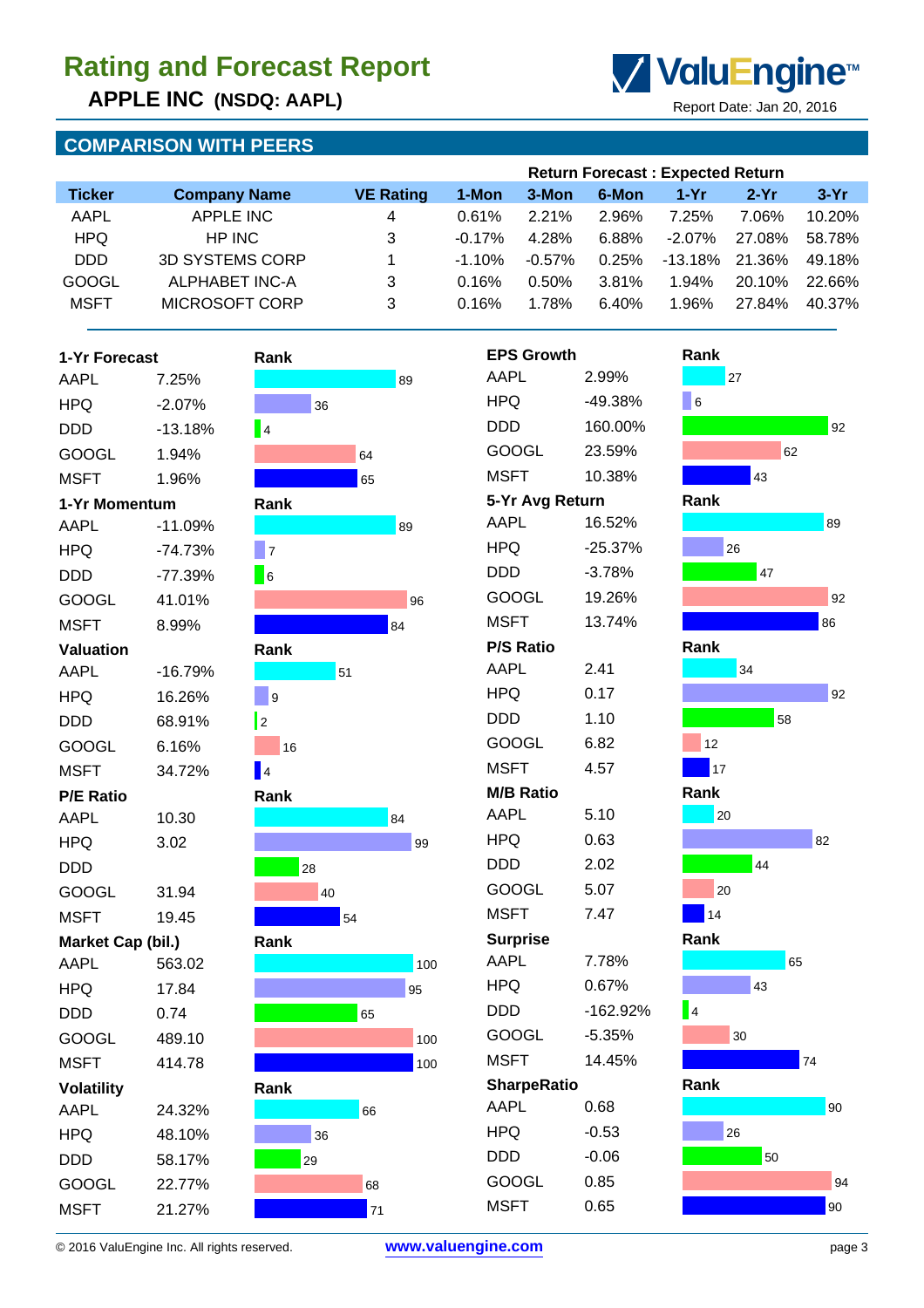# Rating and Forecast Report

## APPLE INC (NSDQ: AAPL)

Report Date: Jan 20, 2016

## COMPARISON WITH PEERS

| Ticker | Company Name | VE Rating | Return Forecast : Expected Return 1-Mon | 3-Mon | 6-Mon | 1-Yr | 2-Yr | 3-Yr |
|---|---|---|---|---|---|---|---|---|
| AAPL | APPLE INC | 4 | 0.61% | 2.21% | 2.96% | 7.25% | 7.06% | 10.20% |
| HPQ | HP INC | 3 | -0.17% | 4.28% | 6.88% | -2.07% | 27.08% | 58.78% |
| DDD | 3D SYSTEMS CORP | 1 | -1.10% | -0.57% | 0.25% | -13.18% | 21.36% | 49.18% |
| GOOGL | ALPHABET INC-A | 3 | 0.16% | 0.50% | 3.81% | 1.94% | 20.10% | 22.66% |
| MSFT | MICROSOFT CORP | 3 | 0.16% | 1.78% | 6.40% | 1.96% | 27.84% | 40.37% |

| 1-Yr Forecast | | Rank |
|---|---|---|
| AAPL | 7.25% | 89 |
| HPQ | -2.07% | 36 |
| DDD | -13.18% | 4 |
| GOOGL | 1.94% | 64 |
| MSFT | 1.96% | 65 |

| 1-Yr Momentum | | Rank |
|---|---|---|
| AAPL | -11.09% | 89 |
| HPQ | -74.73% | 7 |
| DDD | -77.39% | 6 |
| GOOGL | 41.01% | 96 |
| MSFT | 8.99% | 84 |

| Valuation | | Rank |
|---|---|---|
| AAPL | -16.79% | 51 |
| HPQ | 16.26% | 9 |
| DDD | 68.91% | 2 |
| GOOGL | 6.16% | 16 |
| MSFT | 34.72% | 4 |

| P/E Ratio | | Rank |
|---|---|---|
| AAPL | 10.30 | 84 |
| HPQ | 3.02 | 99 |
| DDD | | 28 |
| GOOGL | 31.94 | 40 |
| MSFT | 19.45 | 54 |

| Market Cap (bil.) | | Rank |
|---|---|---|
| AAPL | 563.02 | 100 |
| HPQ | 17.84 | 95 |
| DDD | 0.74 | 65 |
| GOOGL | 489.10 | 100 |
| MSFT | 414.78 | 100 |

| Volatility | | Rank |
|---|---|---|
| AAPL | 24.32% | 66 |
| HPQ | 48.10% | 36 |
| DDD | 58.17% | 29 |
| GOOGL | 22.77% | 68 |
| MSFT | 21.27% | 71 |

| EPS Growth | | Rank |
|---|---|---|
| AAPL | 2.99% | 27 |
| HPQ | -49.38% | 6 |
| DDD | 160.00% | 92 |
| GOOGL | 23.59% | 62 |
| MSFT | 10.38% | 43 |

| 5-Yr Avg Return | | Rank |
|---|---|---|
| AAPL | 16.52% | 89 |
| HPQ | -25.37% | 26 |
| DDD | -3.78% | 47 |
| GOOGL | 19.26% | 92 |
| MSFT | 13.74% | 86 |

| P/S Ratio | | Rank |
|---|---|---|
| AAPL | 2.41 | 34 |
| HPQ | 0.17 | 92 |
| DDD | 1.10 | 58 |
| GOOGL | 6.82 | 12 |
| MSFT | 4.57 | 17 |

| M/B Ratio | | Rank |
|---|---|---|
| AAPL | 5.10 | 20 |
| HPQ | 0.63 | 82 |
| DDD | 2.02 | 44 |
| GOOGL | 5.07 | 20 |
| MSFT | 7.47 | 14 |

| Surprise | | Rank |
|---|---|---|
| AAPL | 7.78% | 65 |
| HPQ | 0.67% | 43 |
| DDD | -162.92% | 4 |
| GOOGL | -5.35% | 30 |
| MSFT | 14.45% | 74 |

| SharpeRatio | | Rank |
|---|---|---|
| AAPL | 0.68 | 90 |
| HPQ | -0.53 | 26 |
| DDD | -0.06 | 50 |
| GOOGL | 0.85 | 94 |
| MSFT | 0.65 | 90 |

© 2016 ValuEngine Inc. All rights reserved. www.valuengine.com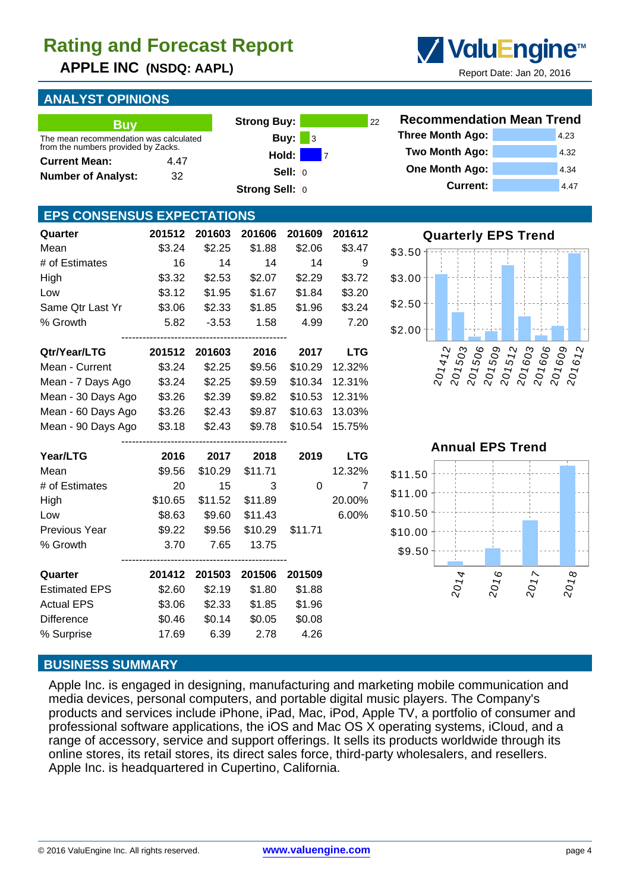# Rating and Forecast Report

## APPLE INC (NSDQ: AAPL)

ValuEngine™

Report Date: Jan 20, 2016

## ANALYST OPINIONS

**Buy**

The mean recommendation was calculated from the numbers provided by Zacks.

| | |
|---|---|
| **Current Mean:** | 4.47 |
| **Number of Analyst:** | 32 |

| | |
|---|---|
| **Strong Buy:** | 22 |
| **Buy:** | 3 |
| **Hold:** | 7 |
| **Sell:** | 0 |
| **Strong Sell:** | 0 |

### Recommendation Mean Trend

| | |
|---|---|
| **Three Month Ago:** | 4.23 |
| **Two Month Ago:** | 4.32 |
| **One Month Ago:** | 4.34 |
| **Current:** | 4.47 |

## EPS CONSENSUS EXPECTATIONS

| Quarter | 201512 | 201603 | 201606 | 201609 | 201612 |
|---|---|---|---|---|---|
| Mean | $3.24 | $2.25 | $1.88 | $2.06 | $3.47 |
| # of Estimates | 16 | 14 | 14 | 14 | 9 |
| High | $3.32 | $2.53 | $2.07 | $2.29 | $3.72 |
| Low | $3.12 | $1.95 | $1.67 | $1.84 | $3.20 |
| Same Qtr Last Yr | $3.06 | $2.33 | $1.85 | $1.96 | $3.24 |
| % Growth | 5.82 | -3.53 | 1.58 | 4.99 | 7.20 |

| Qtr/Year/LTG | 201512 | 201603 | 2016 | 2017 | LTG |
|---|---|---|---|---|---|
| Mean - Current | $3.24 | $2.25 | $9.56 | $10.29 | 12.32% |
| Mean - 7 Days Ago | $3.24 | $2.25 | $9.59 | $10.34 | 12.31% |
| Mean - 30 Days Ago | $3.26 | $2.39 | $9.82 | $10.53 | 12.31% |
| Mean - 60 Days Ago | $3.26 | $2.43 | $9.87 | $10.63 | 13.03% |
| Mean - 90 Days Ago | $3.18 | $2.43 | $9.78 | $10.54 | 15.75% |

| Year/LTG | 2016 | 2017 | 2018 | 2019 | LTG |
|---|---|---|---|---|---|
| Mean | $9.56 | $10.29 | $11.71 | | 12.32% |
| # of Estimates | 20 | 15 | 3 | 0 | 7 |
| High | $10.65 | $11.52 | $11.89 | | 20.00% |
| Low | $8.63 | $9.60 | $11.43 | | 6.00% |
| Previous Year | $9.22 | $9.56 | $10.29 | $11.71 | |
| % Growth | 3.70 | 7.65 | 13.75 | | |

| Quarter | 201412 | 201503 | 201506 | 201509 |
|---|---|---|---|---|
| Estimated EPS | $2.60 | $2.19 | $1.80 | $1.88 |
| Actual EPS | $3.06 | $2.33 | $1.85 | $1.96 |
| Difference | $0.46 | $0.14 | $0.05 | $0.08 |
| % Surprise | 17.69 | 6.39 | 2.78 | 4.26 |

### Quarterly EPS Trend

### Annual EPS Trend

## BUSINESS SUMMARY

Apple Inc. is engaged in designing, manufacturing and marketing mobile communication and media devices, personal computers, and portable digital music players. The Company's products and services include iPhone, iPad, Mac, iPod, Apple TV, a portfolio of consumer and professional software applications, the iOS and Mac OS X operating systems, iCloud, and a range of accessory, service and support offerings. It sells its products worldwide through its online stores, its retail stores, its direct sales force, third-party wholesalers, and resellers. Apple Inc. is headquartered in Cupertino, California.

© 2016 ValuEngine Inc. All rights reserved. www.valuengine.com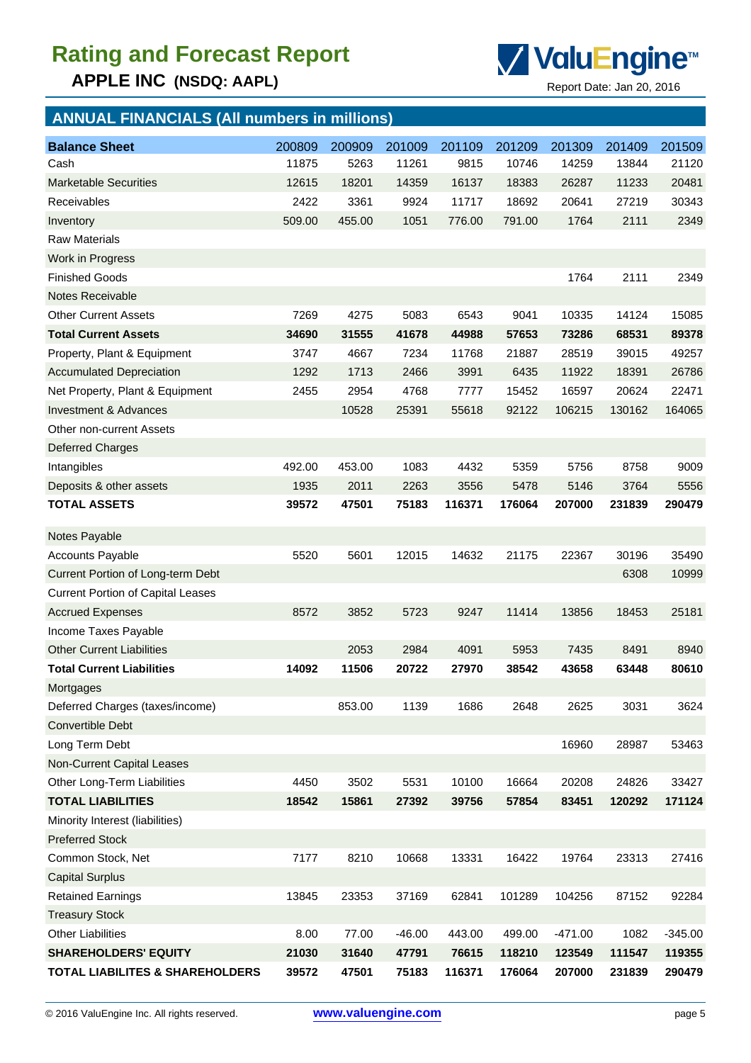# Rating and Forecast Report

## APPLE INC (NSDQ: AAPL)

Report Date: Jan 20, 2016

## ANNUAL FINANCIALS (All numbers in millions)

| **Balance Sheet** | 200809 | 200909 | 201009 | 201109 | 201209 | 201309 | 201409 | 201509 |
|---|---|---|---|---|---|---|---|---|
| Cash | 11875 | 5263 | 11261 | 9815 | 10746 | 14259 | 13844 | 21120 |
| Marketable Securities | 12615 | 18201 | 14359 | 16137 | 18383 | 26287 | 11233 | 20481 |
| Receivables | 2422 | 3361 | 9924 | 11717 | 18692 | 20641 | 27219 | 30343 |
| Inventory | 509.00 | 455.00 | 1051 | 776.00 | 791.00 | 1764 | 2111 | 2349 |
| Raw Materials | | | | | | | | |
| Work in Progress | | | | | | | | |
| Finished Goods | | | | | | 1764 | 2111 | 2349 |
| Notes Receivable | | | | | | | | |
| Other Current Assets | 7269 | 4275 | 5083 | 6543 | 9041 | 10335 | 14124 | 15085 |
| **Total Current Assets** | **34690** | **31555** | **41678** | **44988** | **57653** | **73286** | **68531** | **89378** |
| Property, Plant & Equipment | 3747 | 4667 | 7234 | 11768 | 21887 | 28519 | 39015 | 49257 |
| Accumulated Depreciation | 1292 | 1713 | 2466 | 3991 | 6435 | 11922 | 18391 | 26786 |
| Net Property, Plant & Equipment | 2455 | 2954 | 4768 | 7777 | 15452 | 16597 | 20624 | 22471 |
| Investment & Advances | | 10528 | 25391 | 55618 | 92122 | 106215 | 130162 | 164065 |
| Other non-current Assets | | | | | | | | |
| Deferred Charges | | | | | | | | |
| Intangibles | 492.00 | 453.00 | 1083 | 4432 | 5359 | 5756 | 8758 | 9009 |
| Deposits & other assets | 1935 | 2011 | 2263 | 3556 | 5478 | 5146 | 3764 | 5556 |
| **TOTAL ASSETS** | **39572** | **47501** | **75183** | **116371** | **176064** | **207000** | **231839** | **290479** |
| Notes Payable | | | | | | | | |
| Accounts Payable | 5520 | 5601 | 12015 | 14632 | 21175 | 22367 | 30196 | 35490 |
| Current Portion of Long-term Debt | | | | | | | 6308 | 10999 |
| Current Portion of Capital Leases | | | | | | | | |
| Accrued Expenses | 8572 | 3852 | 5723 | 9247 | 11414 | 13856 | 18453 | 25181 |
| Income Taxes Payable | | | | | | | | |
| Other Current Liabilities | | 2053 | 2984 | 4091 | 5953 | 7435 | 8491 | 8940 |
| **Total Current Liabilities** | **14092** | **11506** | **20722** | **27970** | **38542** | **43658** | **63448** | **80610** |
| Mortgages | | | | | | | | |
| Deferred Charges (taxes/income) | | 853.00 | 1139 | 1686 | 2648 | 2625 | 3031 | 3624 |
| Convertible Debt | | | | | | | | |
| Long Term Debt | | | | | | 16960 | 28987 | 53463 |
| Non-Current Capital Leases | | | | | | | | |
| Other Long-Term Liabilities | 4450 | 3502 | 5531 | 10100 | 16664 | 20208 | 24826 | 33427 |
| **TOTAL LIABILITIES** | **18542** | **15861** | **27392** | **39756** | **57854** | **83451** | **120292** | **171124** |
| Minority Interest (liabilities) | | | | | | | | |
| Preferred Stock | | | | | | | | |
| Common Stock, Net | 7177 | 8210 | 10668 | 13331 | 16422 | 19764 | 23313 | 27416 |
| Capital Surplus | | | | | | | | |
| Retained Earnings | 13845 | 23353 | 37169 | 62841 | 101289 | 104256 | 87152 | 92284 |
| Treasury Stock | | | | | | | | |
| Other Liabilities | 8.00 | 77.00 | -46.00 | 443.00 | 499.00 | -471.00 | 1082 | -345.00 |
| **SHAREHOLDERS' EQUITY** | **21030** | **31640** | **47791** | **76615** | **118210** | **123549** | **111547** | **119355** |
| **TOTAL LIABILITES & SHAREHOLDERS** | **39572** | **47501** | **75183** | **116371** | **176064** | **207000** | **231839** | **290479** |

© 2016 ValuEngine Inc. All rights reserved. www.valuengine.com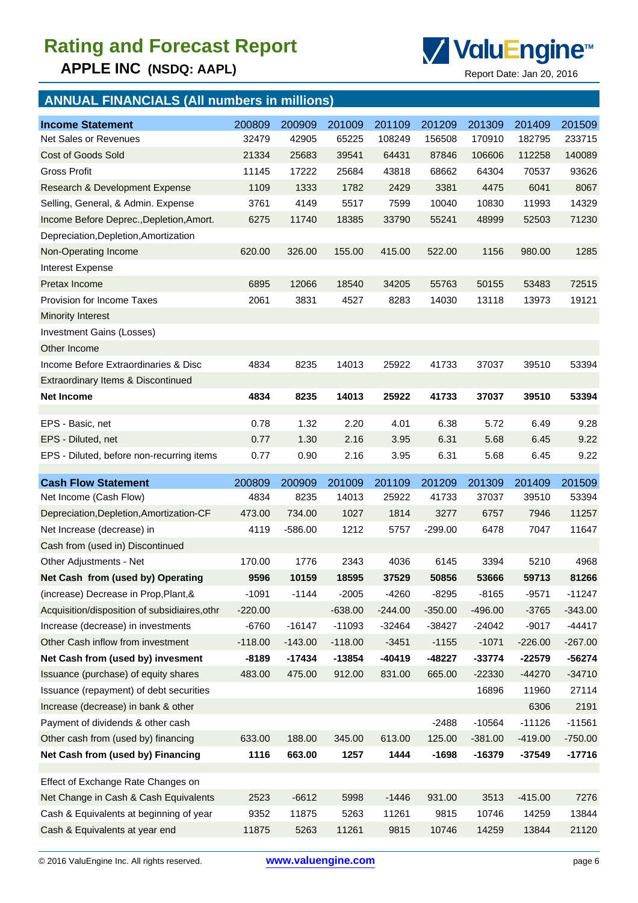# Rating and Forecast Report

**APPLE INC (NSDQ: AAPL)**

Report Date: Jan 20, 2016

## ANNUAL FINANCIALS (All numbers in millions)

| **Income Statement** | 200809 | 200909 | 201009 | 201109 | 201209 | 201309 | 201409 | 201509 |
|---|---|---|---|---|---|---|---|---|
| Net Sales or Revenues | 32479 | 42905 | 65225 | 108249 | 156508 | 170910 | 182795 | 233715 |
| Cost of Goods Sold | 21334 | 25683 | 39541 | 64431 | 87846 | 106606 | 112258 | 140089 |
| Gross Profit | 11145 | 17222 | 25684 | 43818 | 68662 | 64304 | 70537 | 93626 |
| Research & Development Expense | 1109 | 1333 | 1782 | 2429 | 3381 | 4475 | 6041 | 8067 |
| Selling, General, & Admin. Expense | 3761 | 4149 | 5517 | 7599 | 10040 | 10830 | 11993 | 14329 |
| Income Before Deprec.,Depletion,Amort. | 6275 | 11740 | 18385 | 33790 | 55241 | 48999 | 52503 | 71230 |
| Depreciation,Depletion,Amortization | | | | | | | | |
| Non-Operating Income | 620.00 | 326.00 | 155.00 | 415.00 | 522.00 | 1156 | 980.00 | 1285 |
| Interest Expense | | | | | | | | |
| Pretax Income | 6895 | 12066 | 18540 | 34205 | 55763 | 50155 | 53483 | 72515 |
| Provision for Income Taxes | 2061 | 3831 | 4527 | 8283 | 14030 | 13118 | 13973 | 19121 |
| Minority Interest | | | | | | | | |
| Investment Gains (Losses) | | | | | | | | |
| Other Income | | | | | | | | |
| Income Before Extraordinaries & Disc | 4834 | 8235 | 14013 | 25922 | 41733 | 37037 | 39510 | 53394 |
| Extraordinary Items & Discontinued | | | | | | | | |
| **Net Income** | **4834** | **8235** | **14013** | **25922** | **41733** | **37037** | **39510** | **53394** |
| | | | | | | | | |
| EPS - Basic, net | 0.78 | 1.32 | 2.20 | 4.01 | 6.38 | 5.72 | 6.49 | 9.28 |
| EPS - Diluted, net | 0.77 | 1.30 | 2.16 | 3.95 | 6.31 | 5.68 | 6.45 | 9.22 |
| EPS - Diluted, before non-recurring items | 0.77 | 0.90 | 2.16 | 3.95 | 6.31 | 5.68 | 6.45 | 9.22 |

| **Cash Flow Statement** | 200809 | 200909 | 201009 | 201109 | 201209 | 201309 | 201409 | 201509 |
|---|---|---|---|---|---|---|---|---|
| Net Income (Cash Flow) | 4834 | 8235 | 14013 | 25922 | 41733 | 37037 | 39510 | 53394 |
| Depreciation,Depletion,Amortization-CF | 473.00 | 734.00 | 1027 | 1814 | 3277 | 6757 | 7946 | 11257 |
| Net Increase (decrease) in | 4119 | -586.00 | 1212 | 5757 | -299.00 | 6478 | 7047 | 11647 |
| Cash from (used in) Discontinued | | | | | | | | |
| Other Adjustments - Net | 170.00 | 1776 | 2343 | 4036 | 6145 | 3394 | 5210 | 4968 |
| **Net Cash from (used by) Operating** | **9596** | **10159** | **18595** | **37529** | **50856** | **53666** | **59713** | **81266** |
| (increase) Decrease in Prop,Plant,& | -1091 | -1144 | -2005 | -4260 | -8295 | -8165 | -9571 | -11247 |
| Acquisition/disposition of subsidiaires,othr | -220.00 | | -638.00 | -244.00 | -350.00 | -496.00 | -3765 | -343.00 |
| Increase (decrease) in investments | -6760 | -16147 | -11093 | -32464 | -38427 | -24042 | -9017 | -44417 |
| Other Cash inflow from investment | -118.00 | -143.00 | -118.00 | -3451 | -1155 | -1071 | -226.00 | -267.00 |
| **Net Cash from (used by) invesment** | **-8189** | **-17434** | **-13854** | **-40419** | **-48227** | **-33774** | **-22579** | **-56274** |
| Issuance (purchase) of equity shares | 483.00 | 475.00 | 912.00 | 831.00 | 665.00 | -22330 | -44270 | -34710 |
| Issuance (repayment) of debt securities | | | | | | 16896 | 11960 | 27114 |
| Increase (decrease) in bank & other | | | | | | | 6306 | 2191 |
| Payment of dividends & other cash | | | | | -2488 | -10564 | -11126 | -11561 |
| Other cash from (used by) financing | 633.00 | 188.00 | 345.00 | 613.00 | 125.00 | -381.00 | -419.00 | -750.00 |
| **Net Cash from (used by) Financing** | **1116** | **663.00** | **1257** | **1444** | **-1698** | **-16379** | **-37549** | **-17716** |
| | | | | | | | | |
| Effect of Exchange Rate Changes on | | | | | | | | |
| Net Change in Cash & Cash Equivalents | 2523 | -6612 | 5998 | -1446 | 931.00 | 3513 | -415.00 | 7276 |
| Cash & Equivalents at beginning of year | 9352 | 11875 | 5263 | 11261 | 9815 | 10746 | 14259 | 13844 |
| Cash & Equivalents at year end | 11875 | 5263 | 11261 | 9815 | 10746 | 14259 | 13844 | 21120 |

© 2016 ValuEngine Inc. All rights reserved. www.valuengine.com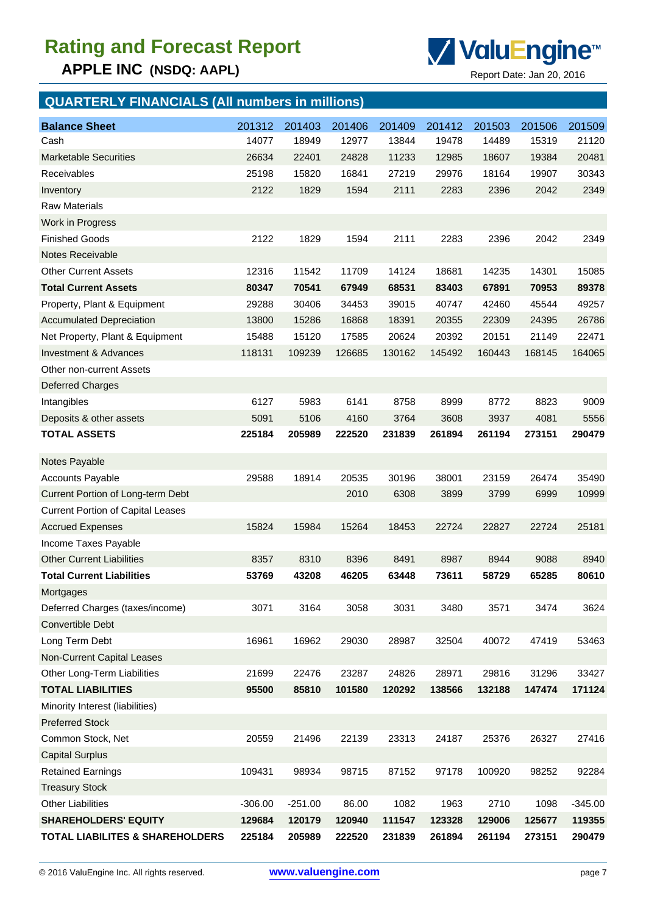# Rating and Forecast Report

## APPLE INC (NSDQ: AAPL)

Report Date: Jan 20, 2016

## QUARTERLY FINANCIALS (All numbers in millions)

| Balance Sheet | 201312 | 201403 | 201406 | 201409 | 201412 | 201503 | 201506 | 201509 |
|---|---|---|---|---|---|---|---|---|
| Cash | 14077 | 18949 | 12977 | 13844 | 19478 | 14489 | 15319 | 21120 |
| Marketable Securities | 26634 | 22401 | 24828 | 11233 | 12985 | 18607 | 19384 | 20481 |
| Receivables | 25198 | 15820 | 16841 | 27219 | 29976 | 18164 | 19907 | 30343 |
| Inventory | 2122 | 1829 | 1594 | 2111 | 2283 | 2396 | 2042 | 2349 |
| Raw Materials | | | | | | | | |
| Work in Progress | | | | | | | | |
| Finished Goods | 2122 | 1829 | 1594 | 2111 | 2283 | 2396 | 2042 | 2349 |
| Notes Receivable | | | | | | | | |
| Other Current Assets | 12316 | 11542 | 11709 | 14124 | 18681 | 14235 | 14301 | 15085 |
| **Total Current Assets** | **80347** | **70541** | **67949** | **68531** | **83403** | **67891** | **70953** | **89378** |
| Property, Plant & Equipment | 29288 | 30406 | 34453 | 39015 | 40747 | 42460 | 45544 | 49257 |
| Accumulated Depreciation | 13800 | 15286 | 16868 | 18391 | 20355 | 22309 | 24395 | 26786 |
| Net Property, Plant & Equipment | 15488 | 15120 | 17585 | 20624 | 20392 | 20151 | 21149 | 22471 |
| Investment & Advances | 118131 | 109239 | 126685 | 130162 | 145492 | 160443 | 168145 | 164065 |
| Other non-current Assets | | | | | | | | |
| Deferred Charges | | | | | | | | |
| Intangibles | 6127 | 5983 | 6141 | 8758 | 8999 | 8772 | 8823 | 9009 |
| Deposits & other assets | 5091 | 5106 | 4160 | 3764 | 3608 | 3937 | 4081 | 5556 |
| **TOTAL ASSETS** | **225184** | **205989** | **222520** | **231839** | **261894** | **261194** | **273151** | **290479** |
| Notes Payable | | | | | | | | |
| Accounts Payable | 29588 | 18914 | 20535 | 30196 | 38001 | 23159 | 26474 | 35490 |
| Current Portion of Long-term Debt | | | 2010 | 6308 | 3899 | 3799 | 6999 | 10999 |
| Current Portion of Capital Leases | | | | | | | | |
| Accrued Expenses | 15824 | 15984 | 15264 | 18453 | 22724 | 22827 | 22724 | 25181 |
| Income Taxes Payable | | | | | | | | |
| Other Current Liabilities | 8357 | 8310 | 8396 | 8491 | 8987 | 8944 | 9088 | 8940 |
| **Total Current Liabilities** | **53769** | **43208** | **46205** | **63448** | **73611** | **58729** | **65285** | **80610** |
| Mortgages | | | | | | | | |
| Deferred Charges (taxes/income) | 3071 | 3164 | 3058 | 3031 | 3480 | 3571 | 3474 | 3624 |
| Convertible Debt | | | | | | | | |
| Long Term Debt | 16961 | 16962 | 29030 | 28987 | 32504 | 40072 | 47419 | 53463 |
| Non-Current Capital Leases | | | | | | | | |
| Other Long-Term Liabilities | 21699 | 22476 | 23287 | 24826 | 28971 | 29816 | 31296 | 33427 |
| **TOTAL LIABILITIES** | **95500** | **85810** | **101580** | **120292** | **138566** | **132188** | **147474** | **171124** |
| Minority Interest (liabilities) | | | | | | | | |
| Preferred Stock | | | | | | | | |
| Common Stock, Net | 20559 | 21496 | 22139 | 23313 | 24187 | 25376 | 26327 | 27416 |
| Capital Surplus | | | | | | | | |
| Retained Earnings | 109431 | 98934 | 98715 | 87152 | 97178 | 100920 | 98252 | 92284 |
| Treasury Stock | | | | | | | | |
| Other Liabilities | -306.00 | -251.00 | 86.00 | 1082 | 1963 | 2710 | 1098 | -345.00 |
| **SHAREHOLDERS' EQUITY** | **129684** | **120179** | **120940** | **111547** | **123328** | **129006** | **125677** | **119355** |
| **TOTAL LIABILITES & SHAREHOLDERS** | **225184** | **205989** | **222520** | **231839** | **261894** | **261194** | **273151** | **290479** |

© 2016 ValuEngine Inc. All rights reserved. www.valuengine.com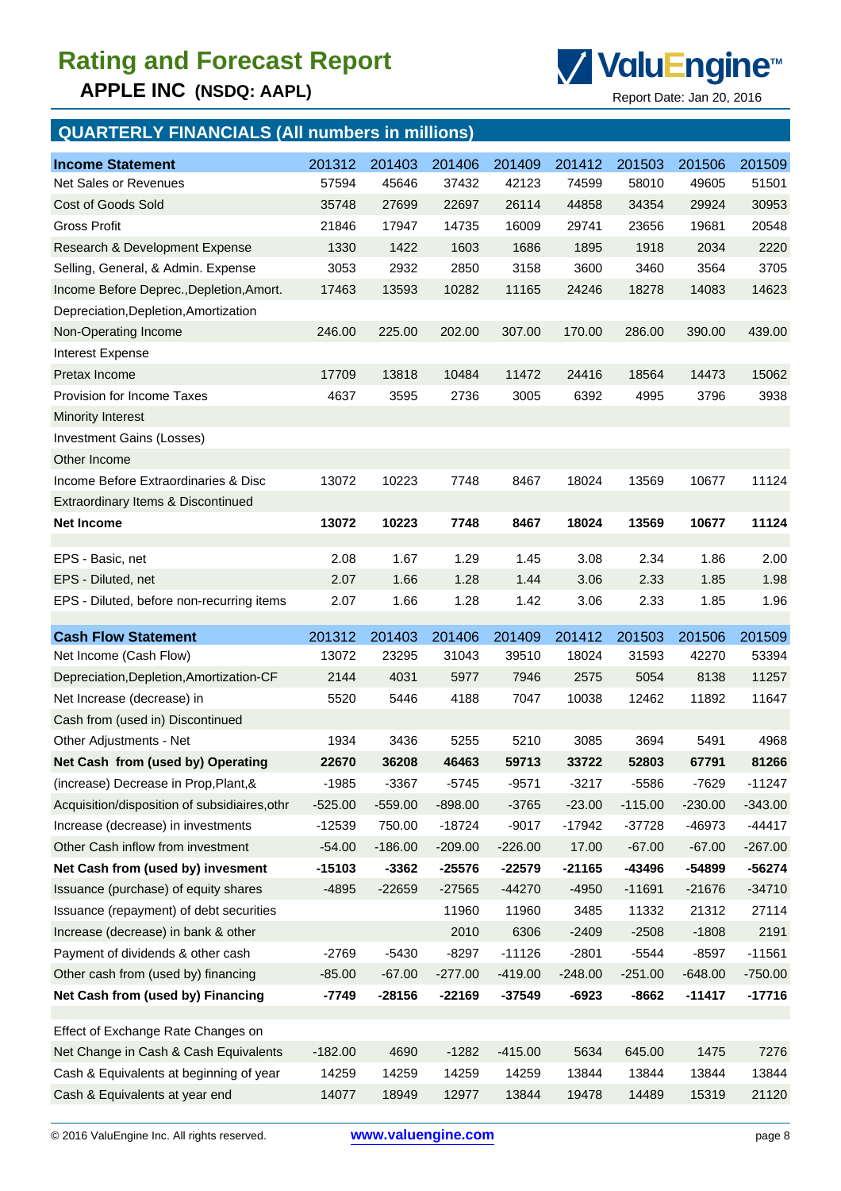# Rating and Forecast Report

**APPLE INC (NSDQ: AAPL)**

Report Date: Jan 20, 2016

## QUARTERLY FINANCIALS (All numbers in millions)

| **Income Statement** | 201312 | 201403 | 201406 | 201409 | 201412 | 201503 | 201506 | 201509 |
|---|---|---|---|---|---|---|---|---|
| Net Sales or Revenues | 57594 | 45646 | 37432 | 42123 | 74599 | 58010 | 49605 | 51501 |
| Cost of Goods Sold | 35748 | 27699 | 22697 | 26114 | 44858 | 34354 | 29924 | 30953 |
| Gross Profit | 21846 | 17947 | 14735 | 16009 | 29741 | 23656 | 19681 | 20548 |
| Research & Development Expense | 1330 | 1422 | 1603 | 1686 | 1895 | 1918 | 2034 | 2220 |
| Selling, General, & Admin. Expense | 3053 | 2932 | 2850 | 3158 | 3600 | 3460 | 3564 | 3705 |
| Income Before Deprec.,Depletion,Amort. | 17463 | 13593 | 10282 | 11165 | 24246 | 18278 | 14083 | 14623 |
| Depreciation,Depletion,Amortization | | | | | | | | |
| Non-Operating Income | 246.00 | 225.00 | 202.00 | 307.00 | 170.00 | 286.00 | 390.00 | 439.00 |
| Interest Expense | | | | | | | | |
| Pretax Income | 17709 | 13818 | 10484 | 11472 | 24416 | 18564 | 14473 | 15062 |
| Provision for Income Taxes | 4637 | 3595 | 2736 | 3005 | 6392 | 4995 | 3796 | 3938 |
| Minority Interest | | | | | | | | |
| Investment Gains (Losses) | | | | | | | | |
| Other Income | | | | | | | | |
| Income Before Extraordinaries & Disc | 13072 | 10223 | 7748 | 8467 | 18024 | 13569 | 10677 | 11124 |
| Extraordinary Items & Discontinued | | | | | | | | |
| **Net Income** | **13072** | **10223** | **7748** | **8467** | **18024** | **13569** | **10677** | **11124** |
| | | | | | | | | |
| EPS - Basic, net | 2.08 | 1.67 | 1.29 | 1.45 | 3.08 | 2.34 | 1.86 | 2.00 |
| EPS - Diluted, net | 2.07 | 1.66 | 1.28 | 1.44 | 3.06 | 2.33 | 1.85 | 1.98 |
| EPS - Diluted, before non-recurring items | 2.07 | 1.66 | 1.28 | 1.42 | 3.06 | 2.33 | 1.85 | 1.96 |

| **Cash Flow Statement** | 201312 | 201403 | 201406 | 201409 | 201412 | 201503 | 201506 | 201509 |
|---|---|---|---|---|---|---|---|---|
| Net Income (Cash Flow) | 13072 | 23295 | 31043 | 39510 | 18024 | 31593 | 42270 | 53394 |
| Depreciation,Depletion,Amortization-CF | 2144 | 4031 | 5977 | 7946 | 2575 | 5054 | 8138 | 11257 |
| Net Increase (decrease) in | 5520 | 5446 | 4188 | 7047 | 10038 | 12462 | 11892 | 11647 |
| Cash from (used in) Discontinued | | | | | | | | |
| Other Adjustments - Net | 1934 | 3436 | 5255 | 5210 | 3085 | 3694 | 5491 | 4968 |
| **Net Cash from (used by) Operating** | **22670** | **36208** | **46463** | **59713** | **33722** | **52803** | **67791** | **81266** |
| (increase) Decrease in Prop,Plant,& | -1985 | -3367 | -5745 | -9571 | -3217 | -5586 | -7629 | -11247 |
| Acquisition/disposition of subsidiaires,othr | -525.00 | -559.00 | -898.00 | -3765 | -23.00 | -115.00 | -230.00 | -343.00 |
| Increase (decrease) in investments | -12539 | 750.00 | -18724 | -9017 | -17942 | -37728 | -46973 | -44417 |
| Other Cash inflow from investment | -54.00 | -186.00 | -209.00 | -226.00 | 17.00 | -67.00 | -67.00 | -267.00 |
| **Net Cash from (used by) invesment** | **-15103** | **-3362** | **-25576** | **-22579** | **-21165** | **-43496** | **-54899** | **-56274** |
| Issuance (purchase) of equity shares | -4895 | -22659 | -27565 | -44270 | -4950 | -11691 | -21676 | -34710 |
| Issuance (repayment) of debt securities | | | 11960 | 11960 | 3485 | 11332 | 21312 | 27114 |
| Increase (decrease) in bank & other | | | 2010 | 6306 | -2409 | -2508 | -1808 | 2191 |
| Payment of dividends & other cash | -2769 | -5430 | -8297 | -11126 | -2801 | -5544 | -8597 | -11561 |
| Other cash from (used by) financing | -85.00 | -67.00 | -277.00 | -419.00 | -248.00 | -251.00 | -648.00 | -750.00 |
| **Net Cash from (used by) Financing** | **-7749** | **-28156** | **-22169** | **-37549** | **-6923** | **-8662** | **-11417** | **-17716** |
| | | | | | | | | |
| Effect of Exchange Rate Changes on | | | | | | | | |
| Net Change in Cash & Cash Equivalents | -182.00 | 4690 | -1282 | -415.00 | 5634 | 645.00 | 1475 | 7276 |
| Cash & Equivalents at beginning of year | 14259 | 14259 | 14259 | 14259 | 13844 | 13844 | 13844 | 13844 |
| Cash & Equivalents at year end | 14077 | 18949 | 12977 | 13844 | 19478 | 14489 | 15319 | 21120 |

© 2016 ValuEngine Inc. All rights reserved. www.valuengine.com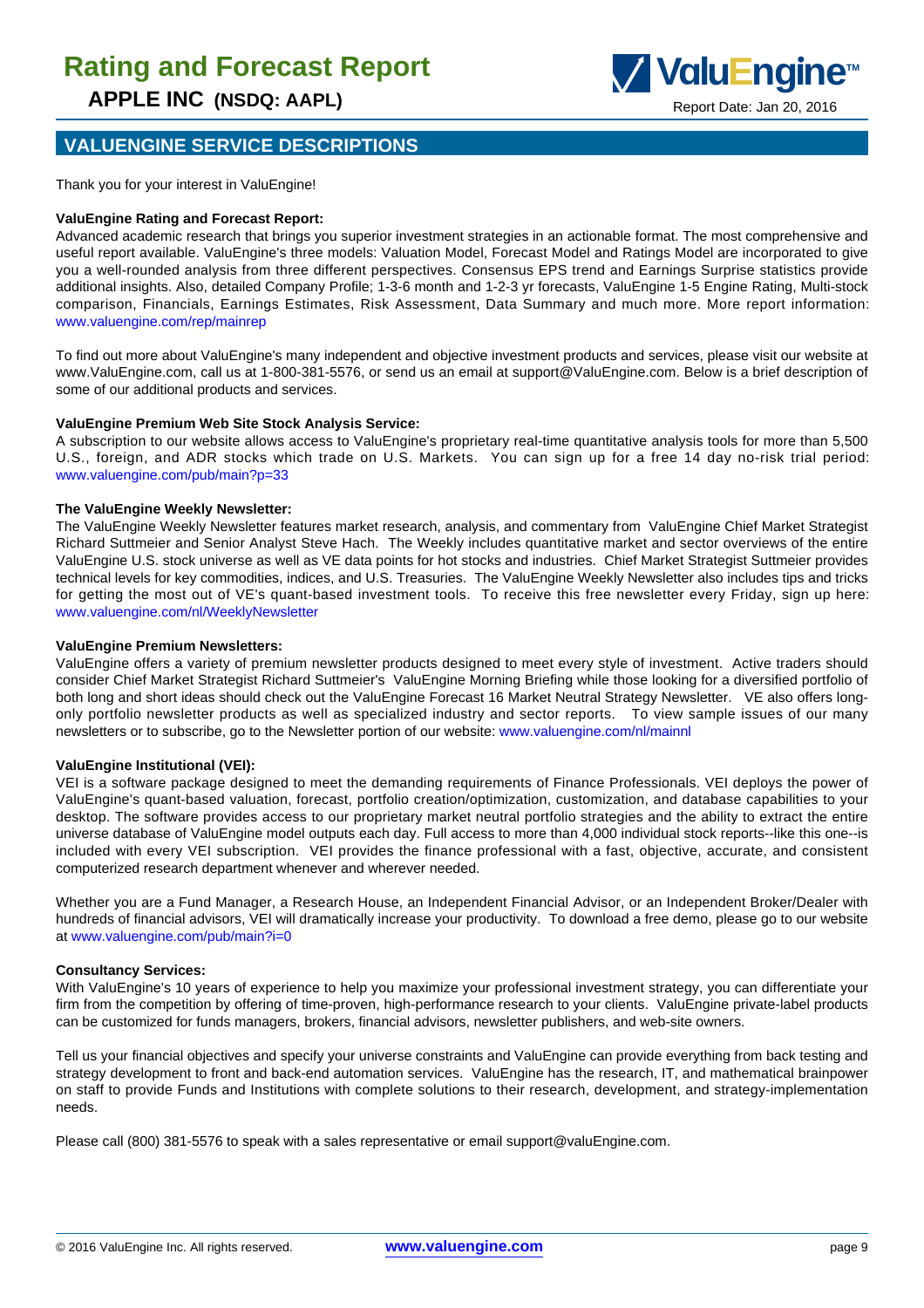## VALUENGINE SERVICE DESCRIPTIONS

Thank you for your interest in ValuEngine!

**ValuEngine Rating and Forecast Report:**
Advanced academic research that brings you superior investment strategies in an actionable format. The most comprehensive and useful report available. ValuEngine's three models: Valuation Model, Forecast Model and Ratings Model are incorporated to give you a well-rounded analysis from three different perspectives. Consensus EPS trend and Earnings Surprise statistics provide additional insights. Also, detailed Company Profile; 1-3-6 month and 1-2-3 yr forecasts, ValuEngine 1-5 Engine Rating, Multi-stock comparison, Financials, Earnings Estimates, Risk Assessment, Data Summary and much more. More report information: www.valuengine.com/rep/mainrep

To find out more about ValuEngine's many independent and objective investment products and services, please visit our website at www.ValuEngine.com, call us at 1-800-381-5576, or send us an email at support@ValuEngine.com. Below is a brief description of some of our additional products and services.

**ValuEngine Premium Web Site Stock Analysis Service:**
A subscription to our website allows access to ValuEngine's proprietary real-time quantitative analysis tools for more than 5,500 U.S., foreign, and ADR stocks which trade on U.S. Markets. You can sign up for a free 14 day no-risk trial period: www.valuengine.com/pub/main?p=33

**The ValuEngine Weekly Newsletter:**
The ValuEngine Weekly Newsletter features market research, analysis, and commentary from ValuEngine Chief Market Strategist Richard Suttmeier and Senior Analyst Steve Hach. The Weekly includes quantitative market and sector overviews of the entire ValuEngine U.S. stock universe as well as VE data points for hot stocks and industries. Chief Market Strategist Suttmeier provides technical levels for key commodities, indices, and U.S. Treasuries. The ValuEngine Weekly Newsletter also includes tips and tricks for getting the most out of VE's quant-based investment tools. To receive this free newsletter every Friday, sign up here: www.valuengine.com/nl/WeeklyNewsletter

**ValuEngine Premium Newsletters:**
ValuEngine offers a variety of premium newsletter products designed to meet every style of investment. Active traders should consider Chief Market Strategist Richard Suttmeier's ValuEngine Morning Briefing while those looking for a diversified portfolio of both long and short ideas should check out the ValuEngine Forecast 16 Market Neutral Strategy Newsletter. VE also offers long-only portfolio newsletter products as well as specialized industry and sector reports. To view sample issues of our many newsletters or to subscribe, go to the Newsletter portion of our website: www.valuengine.com/nl/mainnl

**ValuEngine Institutional (VEI):**
VEI is a software package designed to meet the demanding requirements of Finance Professionals. VEI deploys the power of ValuEngine's quant-based valuation, forecast, portfolio creation/optimization, customization, and database capabilities to your desktop. The software provides access to our proprietary market neutral portfolio strategies and the ability to extract the entire universe database of ValuEngine model outputs each day. Full access to more than 4,000 individual stock reports--like this one--is included with every VEI subscription. VEI provides the finance professional with a fast, objective, accurate, and consistent computerized research department whenever and wherever needed.

Whether you are a Fund Manager, a Research House, an Independent Financial Advisor, or an Independent Broker/Dealer with hundreds of financial advisors, VEI will dramatically increase your productivity. To download a free demo, please go to our website at www.valuengine.com/pub/main?i=0

**Consultancy Services:**
With ValuEngine's 10 years of experience to help you maximize your professional investment strategy, you can differentiate your firm from the competition by offering of time-proven, high-performance research to your clients. ValuEngine private-label products can be customized for funds managers, brokers, financial advisors, newsletter publishers, and web-site owners.

Tell us your financial objectives and specify your universe constraints and ValuEngine can provide everything from back testing and strategy development to front and back-end automation services. ValuEngine has the research, IT, and mathematical brainpower on staff to provide Funds and Institutions with complete solutions to their research, development, and strategy-implementation needs.

Please call (800) 381-5576 to speak with a sales representative or email support@valuEngine.com.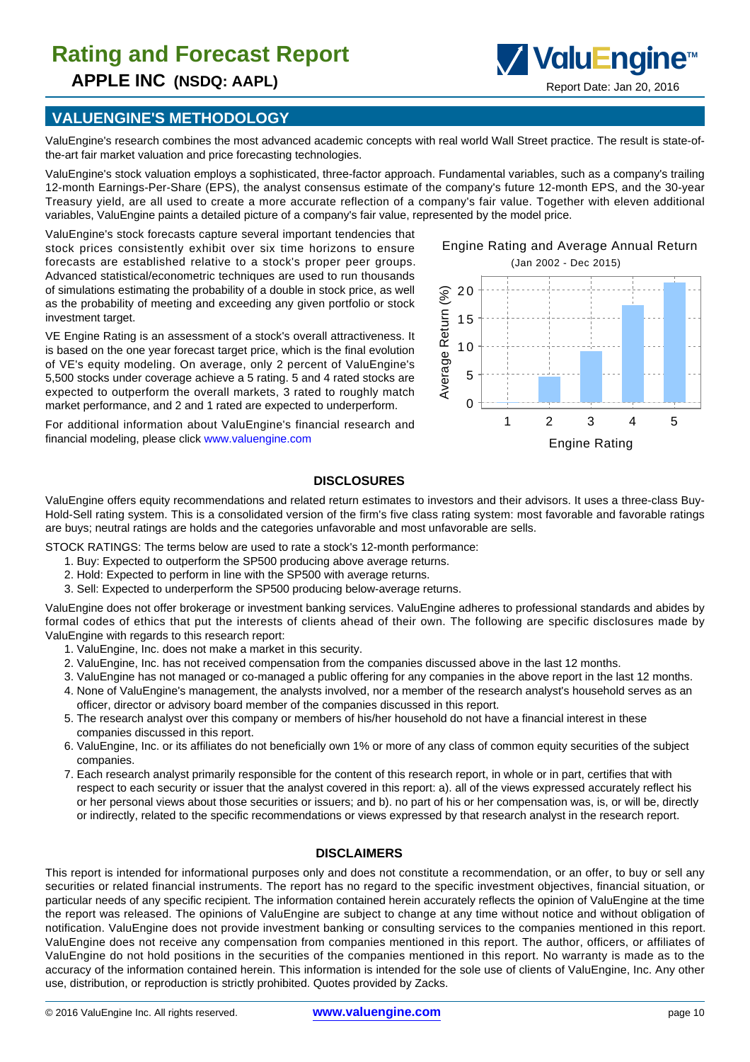# Rating and Forecast Report

## APPLE INC (NSDQ: AAPL)

Report Date: Jan 20, 2016

## VALUENGINE'S METHODOLOGY

ValuEngine's research combines the most advanced academic concepts with real world Wall Street practice. The result is state-of-the-art fair market valuation and price forecasting technologies.

ValuEngine's stock valuation employs a sophisticated, three-factor approach. Fundamental variables, such as a company's trailing 12-month Earnings-Per-Share (EPS), the analyst consensus estimate of the company's future 12-month EPS, and the 30-year Treasury yield, are all used to create a more accurate reflection of a company's fair value. Together with eleven additional variables, ValuEngine paints a detailed picture of a company's fair value, represented by the model price.

ValuEngine's stock forecasts capture several important tendencies that stock prices consistently exhibit over six time horizons to ensure forecasts are established relative to a stock's proper peer groups. Advanced statistical/econometric techniques are used to run thousands of simulations estimating the probability of a double in stock price, as well as the probability of meeting and exceeding any given portfolio or stock investment target.

VE Engine Rating is an assessment of a stock's overall attractiveness. It is based on the one year forecast target price, which is the final evolution of VE's equity modeling. On average, only 2 percent of ValuEngine's 5,500 stocks under coverage achieve a 5 rating. 5 and 4 rated stocks are expected to outperform the overall markets, 3 rated to roughly match market performance, and 2 and 1 rated are expected to underperform.

For additional information about ValuEngine's financial research and financial modeling, please click www.valuengine.com

Engine Rating and Average Annual Return
(Jan 2002 - Dec 2015)

Average Return (%)
0
5
10
15
20

Engine Rating
1
2
3
4
5

### DISCLOSURES

ValuEngine offers equity recommendations and related return estimates to investors and their advisors. It uses a three-class Buy-Hold-Sell rating system. This is a consolidated version of the firm's five class rating system: most favorable and favorable ratings are buys; neutral ratings are holds and the categories unfavorable and most unfavorable are sells.

STOCK RATINGS: The terms below are used to rate a stock's 12-month performance:

1. Buy: Expected to outperform the SP500 producing above average returns.
2. Hold: Expected to perform in line with the SP500 with average returns.
3. Sell: Expected to underperform the SP500 producing below-average returns.

ValuEngine does not offer brokerage or investment banking services. ValuEngine adheres to professional standards and abides by formal codes of ethics that put the interests of clients ahead of their own. The following are specific disclosures made by ValuEngine with regards to this research report:

1. ValuEngine, Inc. does not make a market in this security.
2. ValuEngine, Inc. has not received compensation from the companies discussed above in the last 12 months.
3. ValuEngine has not managed or co-managed a public offering for any companies in the above report in the last 12 months.
4. None of ValuEngine's management, the analysts involved, nor a member of the research analyst's household serves as an officer, director or advisory board member of the companies discussed in this report.
5. The research analyst over this company or members of his/her household do not have a financial interest in these companies discussed in this report.
6. ValuEngine, Inc. or its affiliates do not beneficially own 1% or more of any class of common equity securities of the subject companies.
7. Each research analyst primarily responsible for the content of this research report, in whole or in part, certifies that with respect to each security or issuer that the analyst covered in this report: a). all of the views expressed accurately reflect his or her personal views about those securities or issuers; and b). no part of his or her compensation was, is, or will be, directly or indirectly, related to the specific recommendations or views expressed by that research analyst in the research report.

### DISCLAIMERS

This report is intended for informational purposes only and does not constitute a recommendation, or an offer, to buy or sell any securities or related financial instruments. The report has no regard to the specific investment objectives, financial situation, or particular needs of any specific recipient. The information contained herein accurately reflects the opinion of ValuEngine at the time the report was released. The opinions of ValuEngine are subject to change at any time without notice and without obligation of notification. ValuEngine does not provide investment banking or consulting services to the companies mentioned in this report. ValuEngine does not receive any compensation from companies mentioned in this report. The author, officers, or affiliates of ValuEngine do not hold positions in the securities of the companies mentioned in this report. No warranty is made as to the accuracy of the information contained herein. This information is intended for the sole use of clients of ValuEngine, Inc. Any other use, distribution, or reproduction is strictly prohibited. Quotes provided by Zacks.